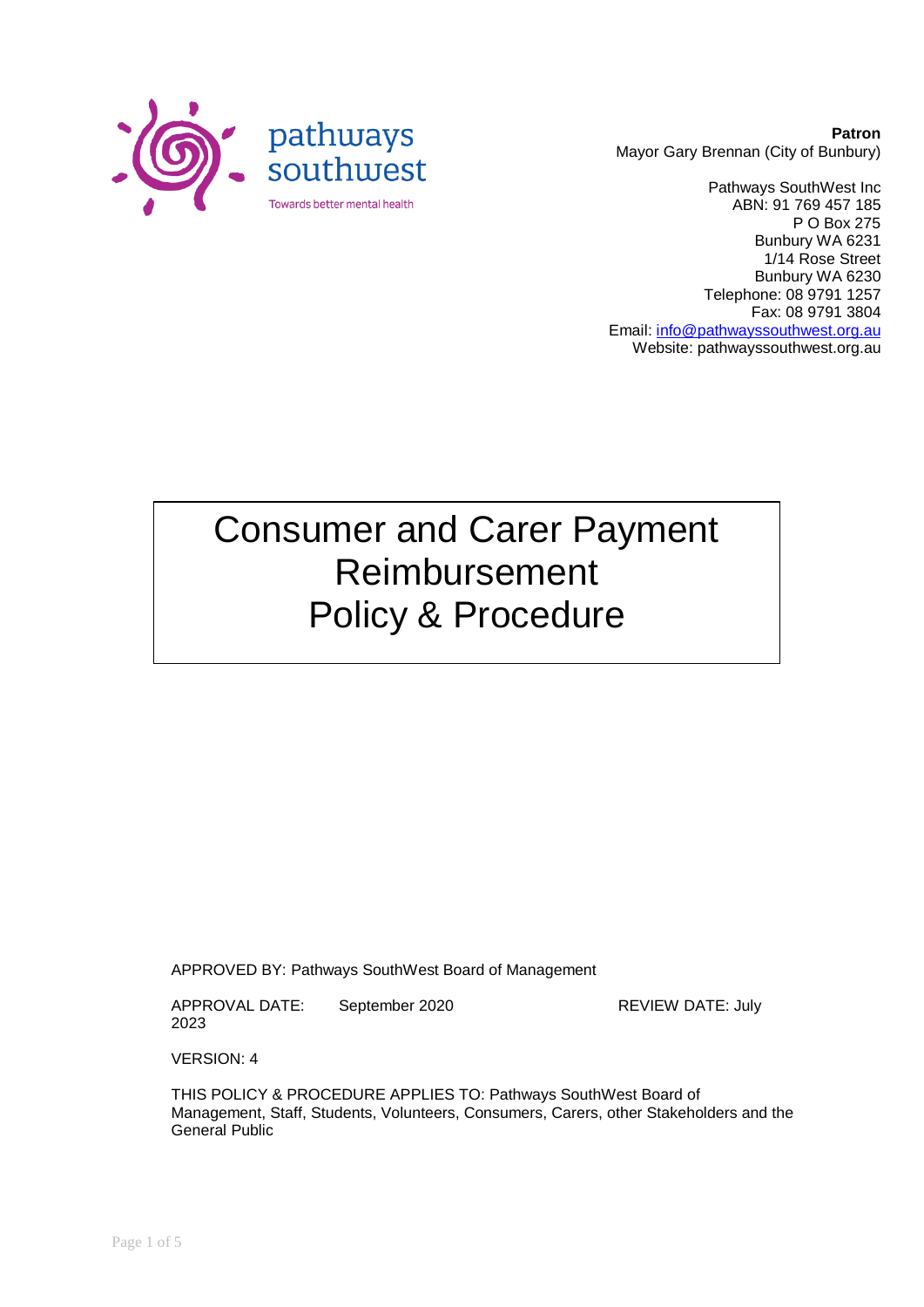pathways southwest

Towards better mental health

**Patron**
Mayor Gary Brennan (City of Bunbury)

Pathways SouthWest Inc
ABN: 91 769 457 185
P O Box 275
Bunbury WA 6231
1/14 Rose Street
Bunbury WA 6230
Telephone: 08 9791 1257
Fax: 08 9791 3804
Email: info@pathwayssouthwest.org.au
Website: pathwayssouthwest.org.au

# Consumer and Carer Payment Reimbursement Policy & Procedure

APPROVED BY: Pathways SouthWest Board of Management

APPROVAL DATE: September 2020 REVIEW DATE: July 2023

VERSION: 4

THIS POLICY & PROCEDURE APPLIES TO: Pathways SouthWest Board of Management, Staff, Students, Volunteers, Consumers, Carers, other Stakeholders and the General Public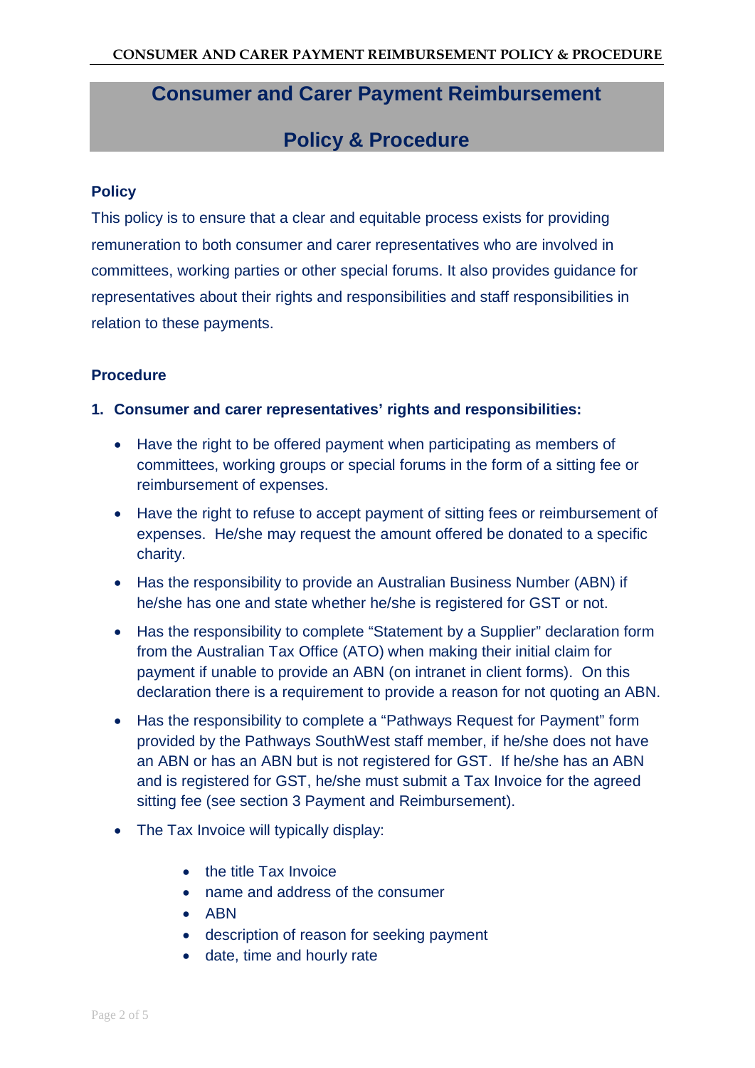# Consumer and Carer Payment Reimbursement Policy & Procedure

## Policy

This policy is to ensure that a clear and equitable process exists for providing remuneration to both consumer and carer representatives who are involved in committees, working parties or other special forums. It also provides guidance for representatives about their rights and responsibilities and staff responsibilities in relation to these payments.

## Procedure

### 1. Consumer and carer representatives' rights and responsibilities:

- Have the right to be offered payment when participating as members of committees, working groups or special forums in the form of a sitting fee or reimbursement of expenses.
- Have the right to refuse to accept payment of sitting fees or reimbursement of expenses. He/she may request the amount offered be donated to a specific charity.
- Has the responsibility to provide an Australian Business Number (ABN) if he/she has one and state whether he/she is registered for GST or not.
- Has the responsibility to complete "Statement by a Supplier" declaration form from the Australian Tax Office (ATO) when making their initial claim for payment if unable to provide an ABN (on intranet in client forms). On this declaration there is a requirement to provide a reason for not quoting an ABN.
- Has the responsibility to complete a "Pathways Request for Payment" form provided by the Pathways SouthWest staff member, if he/she does not have an ABN or has an ABN but is not registered for GST. If he/she has an ABN and is registered for GST, he/she must submit a Tax Invoice for the agreed sitting fee (see section 3 Payment and Reimbursement).
- The Tax Invoice will typically display:
  - the title Tax Invoice
  - name and address of the consumer
  - ABN
  - description of reason for seeking payment
  - date, time and hourly rate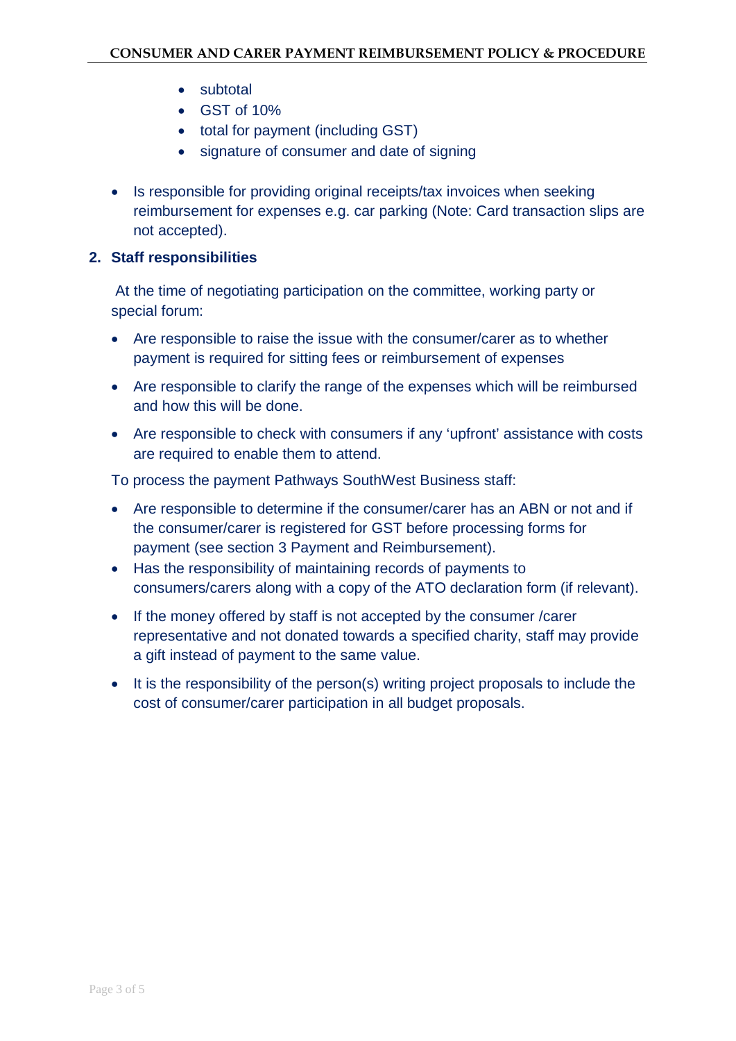- subtotal
- GST of 10%
- total for payment (including GST)
- signature of consumer and date of signing

- Is responsible for providing original receipts/tax invoices when seeking reimbursement for expenses e.g. car parking (Note: Card transaction slips are not accepted).

## 2. Staff responsibilities

At the time of negotiating participation on the committee, working party or special forum:

- Are responsible to raise the issue with the consumer/carer as to whether payment is required for sitting fees or reimbursement of expenses
- Are responsible to clarify the range of the expenses which will be reimbursed and how this will be done.
- Are responsible to check with consumers if any 'upfront' assistance with costs are required to enable them to attend.

To process the payment Pathways SouthWest Business staff:

- Are responsible to determine if the consumer/carer has an ABN or not and if the consumer/carer is registered for GST before processing forms for payment (see section 3 Payment and Reimbursement).
- Has the responsibility of maintaining records of payments to consumers/carers along with a copy of the ATO declaration form (if relevant).
- If the money offered by staff is not accepted by the consumer /carer representative and not donated towards a specified charity, staff may provide a gift instead of payment to the same value.
- It is the responsibility of the person(s) writing project proposals to include the cost of consumer/carer participation in all budget proposals.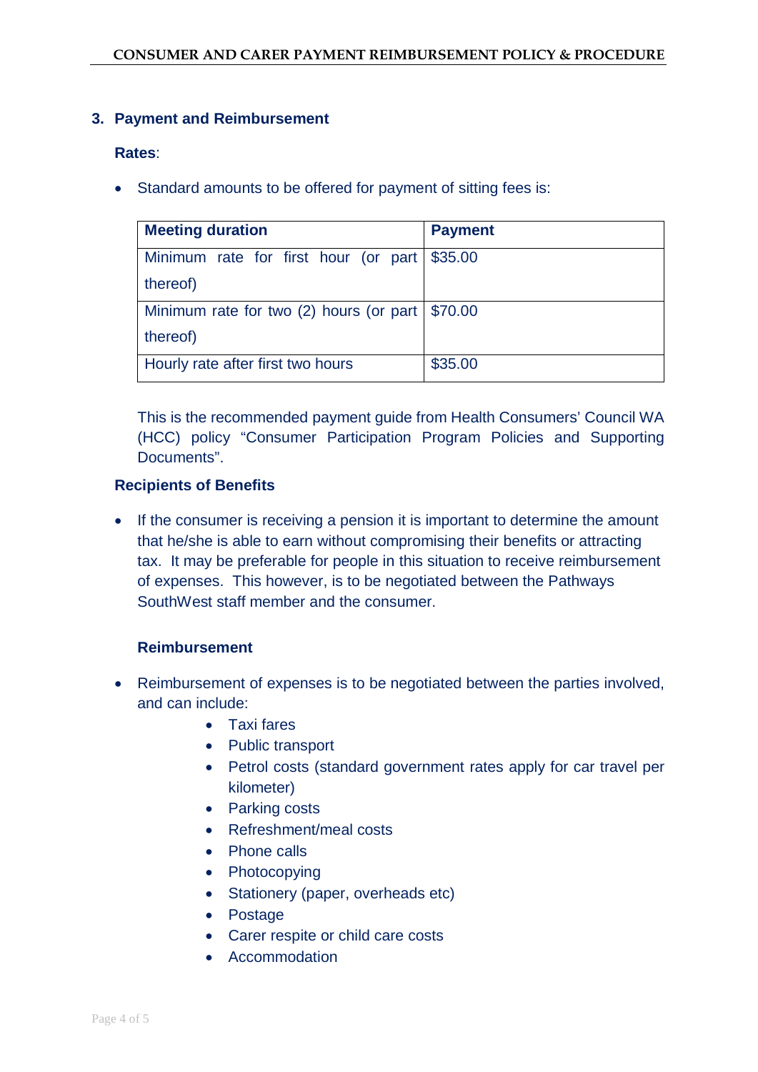## 3. Payment and Reimbursement

**Rates**:

- Standard amounts to be offered for payment of sitting fees is:

| Meeting duration | Payment |
|---|---|
| Minimum rate for first hour (or part thereof) | $35.00 |
| Minimum rate for two (2) hours (or part thereof) | $70.00 |
| Hourly rate after first two hours | $35.00 |

This is the recommended payment guide from Health Consumers' Council WA (HCC) policy "Consumer Participation Program Policies and Supporting Documents".

**Recipients of Benefits**

- If the consumer is receiving a pension it is important to determine the amount that he/she is able to earn without compromising their benefits or attracting tax. It may be preferable for people in this situation to receive reimbursement of expenses. This however, is to be negotiated between the Pathways SouthWest staff member and the consumer.

**Reimbursement**

- Reimbursement of expenses is to be negotiated between the parties involved, and can include:
    - Taxi fares
    - Public transport
    - Petrol costs (standard government rates apply for car travel per kilometer)
    - Parking costs
    - Refreshment/meal costs
    - Phone calls
    - Photocopying
    - Stationery (paper, overheads etc)
    - Postage
    - Carer respite or child care costs
    - Accommodation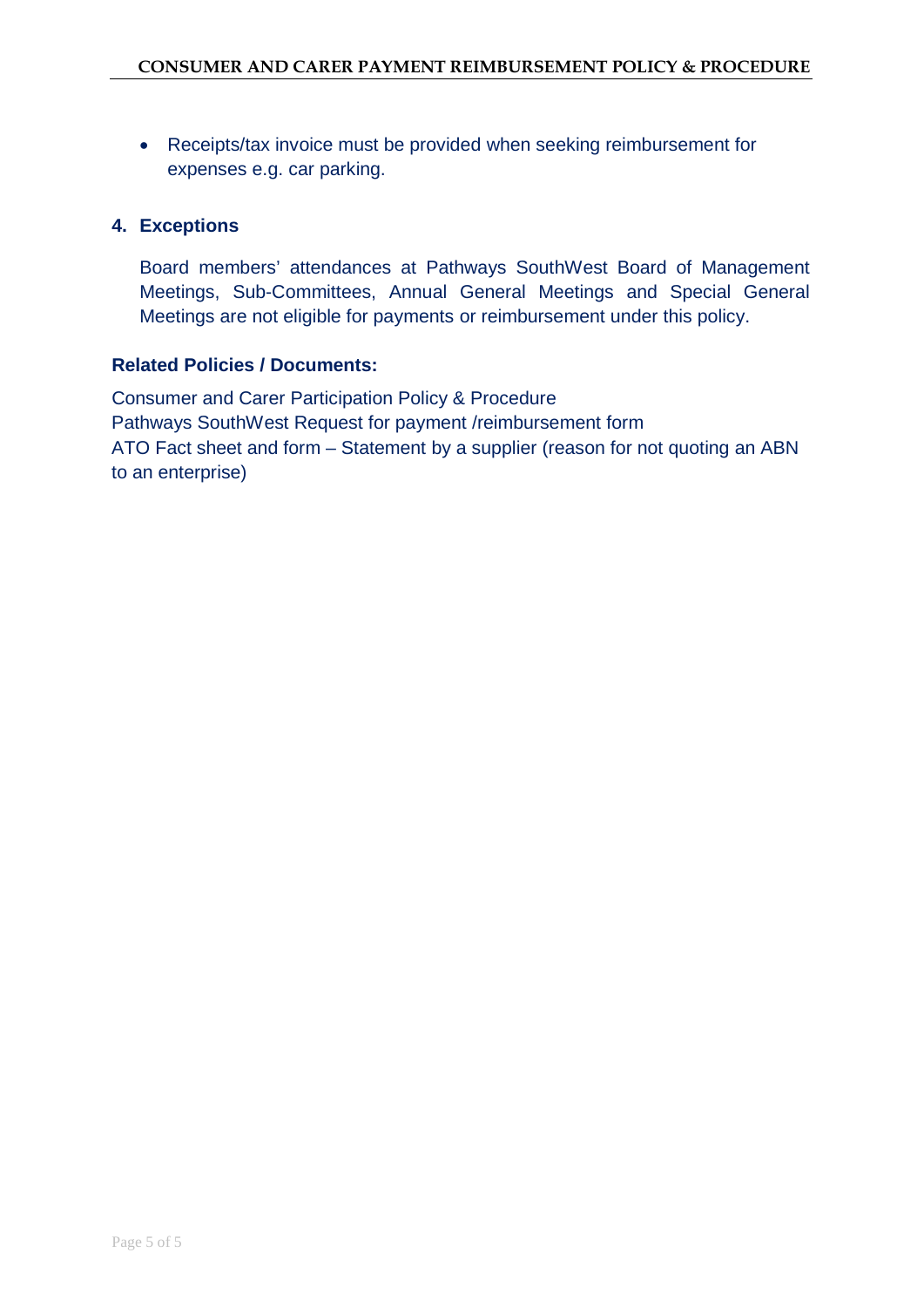- Receipts/tax invoice must be provided when seeking reimbursement for expenses e.g. car parking.

## 4. Exceptions

Board members' attendances at Pathways SouthWest Board of Management Meetings, Sub-Committees, Annual General Meetings and Special General Meetings are not eligible for payments or reimbursement under this policy.

**Related Policies / Documents:**

Consumer and Carer Participation Policy & Procedure
Pathways SouthWest Request for payment /reimbursement form
ATO Fact sheet and form – Statement by a supplier (reason for not quoting an ABN to an enterprise)